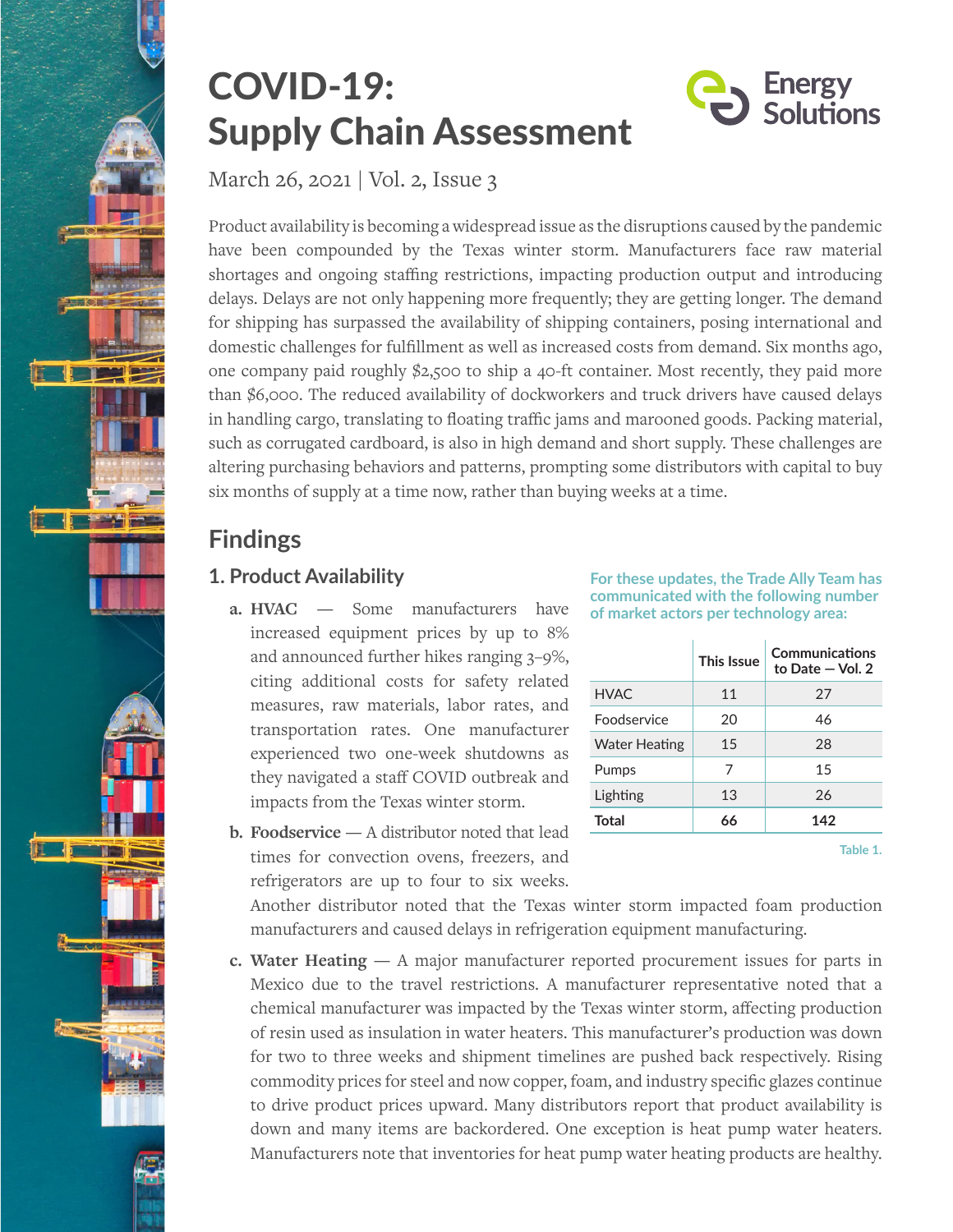# COVID-19: Supply Chain Assessment

Energy Solutions

March 26, 2021 | Vol. 2, Issue 3

Product availability is becoming a widespread issue as the disruptions caused by the pandemic have been compounded by the Texas winter storm. Manufacturers face raw material shortages and ongoing staffing restrictions, impacting production output and introducing delays. Delays are not only happening more frequently; they are getting longer. The demand for shipping has surpassed the availability of shipping containers, posing international and domestic challenges for fulfillment as well as increased costs from demand. Six months ago, one company paid roughly $2,500 to ship a 40-ft container. Most recently, they paid more than $6,000. The reduced availability of dockworkers and truck drivers have caused delays in handling cargo, translating to floating traffic jams and marooned goods. Packing material, such as corrugated cardboard, is also in high demand and short supply. These challenges are altering purchasing behaviors and patterns, prompting some distributors with capital to buy six months of supply at a time now, rather than buying weeks at a time.

## Findings

### 1. Product Availability

For these updates, the Trade Ally Team has communicated with the following number of market actors per technology area:

| | This Issue | Communications to Date — Vol. 2 |
|---|---|---|
| HVAC | 11 | 27 |
| Foodservice | 20 | 46 |
| Water Heating | 15 | 28 |
| Pumps | 7 | 15 |
| Lighting | 13 | 26 |
| **Total** | **66** | **142** |

Table 1.

a. **HVAC** — Some manufacturers have increased equipment prices by up to 8% and announced further hikes ranging 3–9%, citing additional costs for safety related measures, raw materials, labor rates, and transportation rates. One manufacturer experienced two one-week shutdowns as they navigated a staff COVID outbreak and impacts from the Texas winter storm.

b. **Foodservice** — A distributor noted that lead times for convection ovens, freezers, and refrigerators are up to four to six weeks. Another distributor noted that the Texas winter storm impacted foam production manufacturers and caused delays in refrigeration equipment manufacturing.

c. **Water Heating** — A major manufacturer reported procurement issues for parts in Mexico due to the travel restrictions. A manufacturer representative noted that a chemical manufacturer was impacted by the Texas winter storm, affecting production of resin used as insulation in water heaters. This manufacturer's production was down for two to three weeks and shipment timelines are pushed back respectively. Rising commodity prices for steel and now copper, foam, and industry specific glazes continue to drive product prices upward. Many distributors report that product availability is down and many items are backordered. One exception is heat pump water heaters. Manufacturers note that inventories for heat pump water heating products are healthy.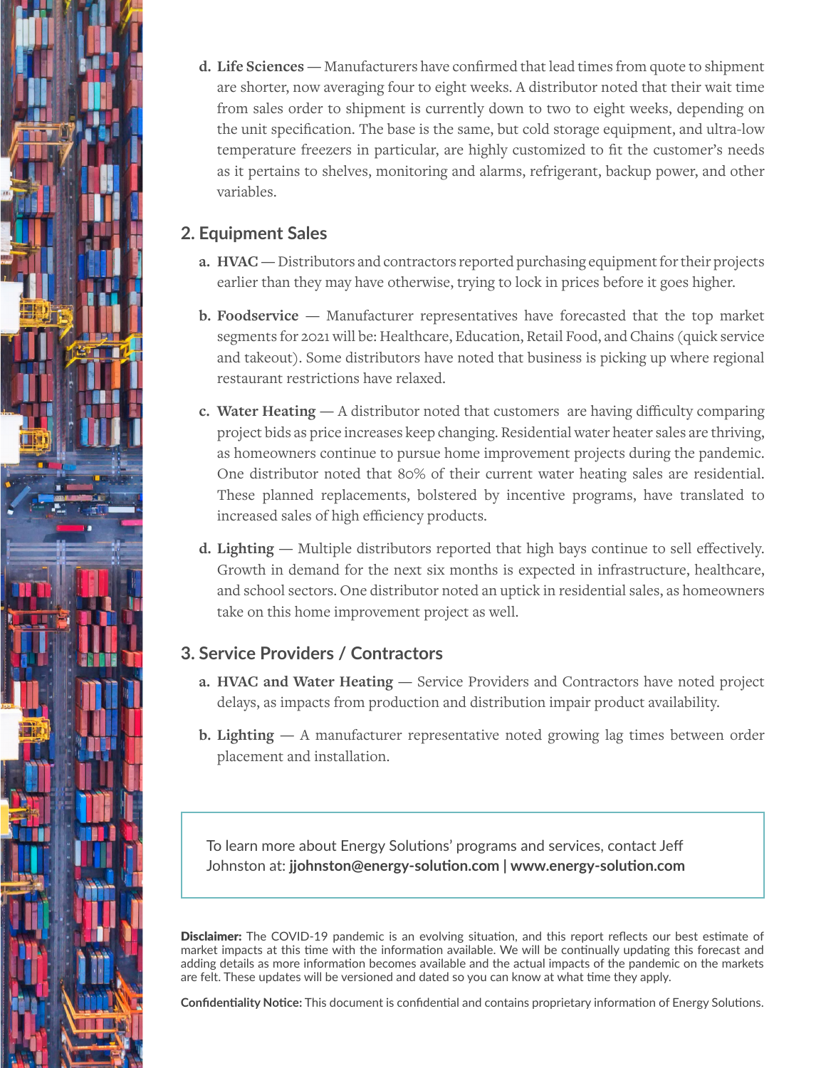d. **Life Sciences** — Manufacturers have confirmed that lead times from quote to shipment are shorter, now averaging four to eight weeks. A distributor noted that their wait time from sales order to shipment is currently down to two to eight weeks, depending on the unit specification. The base is the same, but cold storage equipment, and ultra-low temperature freezers in particular, are highly customized to fit the customer's needs as it pertains to shelves, monitoring and alarms, refrigerant, backup power, and other variables.

## 2. Equipment Sales

a. **HVAC** — Distributors and contractors reported purchasing equipment for their projects earlier than they may have otherwise, trying to lock in prices before it goes higher.

b. **Foodservice** — Manufacturer representatives have forecasted that the top market segments for 2021 will be: Healthcare, Education, Retail Food, and Chains (quick service and takeout). Some distributors have noted that business is picking up where regional restaurant restrictions have relaxed.

c. **Water Heating** — A distributor noted that customers are having difficulty comparing project bids as price increases keep changing. Residential water heater sales are thriving, as homeowners continue to pursue home improvement projects during the pandemic. One distributor noted that 80% of their current water heating sales are residential. These planned replacements, bolstered by incentive programs, have translated to increased sales of high efficiency products.

d. **Lighting** — Multiple distributors reported that high bays continue to sell effectively. Growth in demand for the next six months is expected in infrastructure, healthcare, and school sectors. One distributor noted an uptick in residential sales, as homeowners take on this home improvement project as well.

## 3. Service Providers / Contractors

a. **HVAC and Water Heating** — Service Providers and Contractors have noted project delays, as impacts from production and distribution impair product availability.

b. **Lighting** — A manufacturer representative noted growing lag times between order placement and installation.

To learn more about Energy Solutions' programs and services, contact Jeff Johnston at: **jjohnston@energy-solution.com | www.energy-solution.com**

**Disclaimer:** The COVID-19 pandemic is an evolving situation, and this report reflects our best estimate of market impacts at this time with the information available. We will be continually updating this forecast and adding details as more information becomes available and the actual impacts of the pandemic on the markets are felt. These updates will be versioned and dated so you can know at what time they apply.

**Confidentiality Notice:** This document is confidential and contains proprietary information of Energy Solutions.